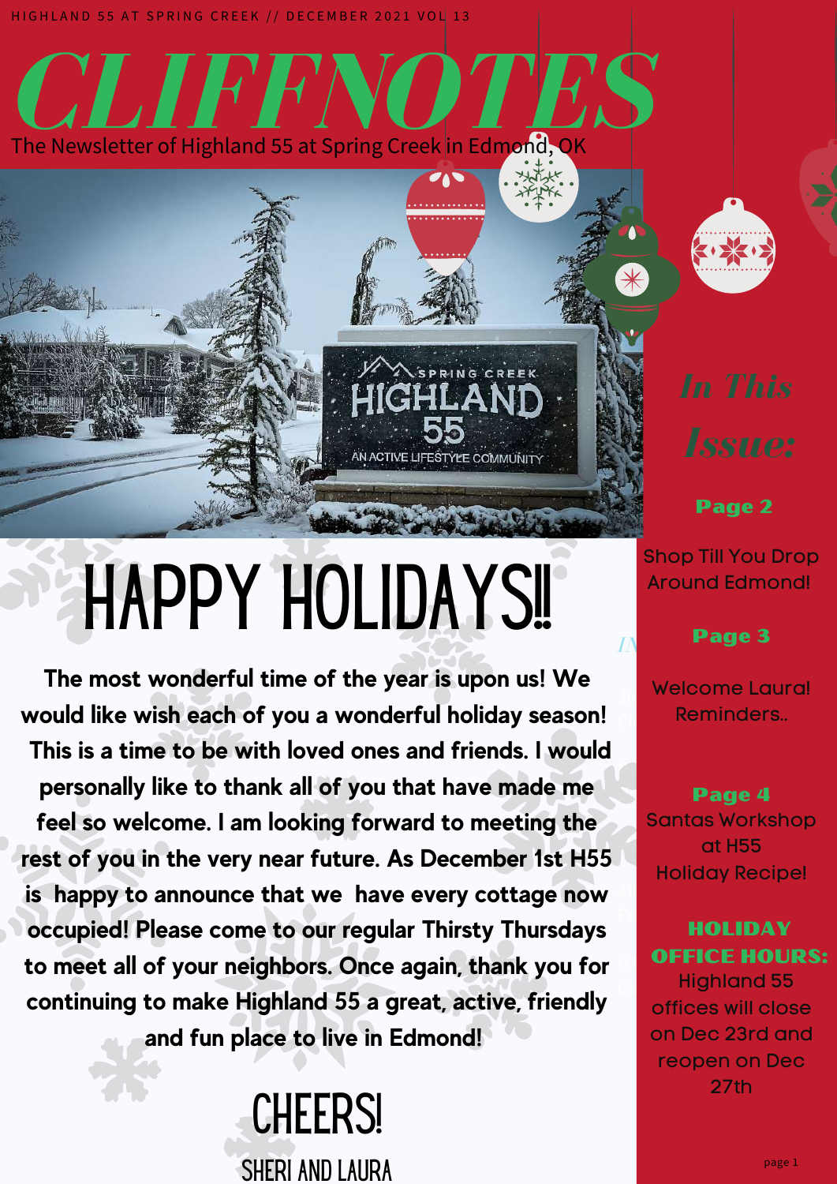HIGHLAND 55 AT SPRING CREEK // DECEMBER 2021 VOL 13

# CLIFFNOTES

The Newsletter of Highland 55 at Spring Creek in Edmond, OK

## HAPPY HOLIDAYS!!

**The most wonderful time of the year is upon us! We would like wish each of you a wonderful holiday season! This is a time to be with loved ones and friends. I would personally like to thank all of you that have made me feel so welcome. I am looking forward to meeting the rest of you in the very near future. As December 1st H55 is happy to announce that we have every cottage now occupied! Please come to our regular Thirsty Thursdays to meet all of your neighbors. Once again, thank you for continuing to make Highland 55 a great, active, friendly and fun place to live in Edmond!**

CHEERS!

SHERI AND LAURA

## *In This Issue:*

**Page 2**

Shop Till You Drop Around Edmond!

**Page 3**

Welcome Laura!
Reminders..

**Page 4**

Santas Workshop at H55
Holiday Recipe!

**HOLIDAY OFFICE HOURS:**

Highland 55 offices will close on Dec 23rd and reopen on Dec 27th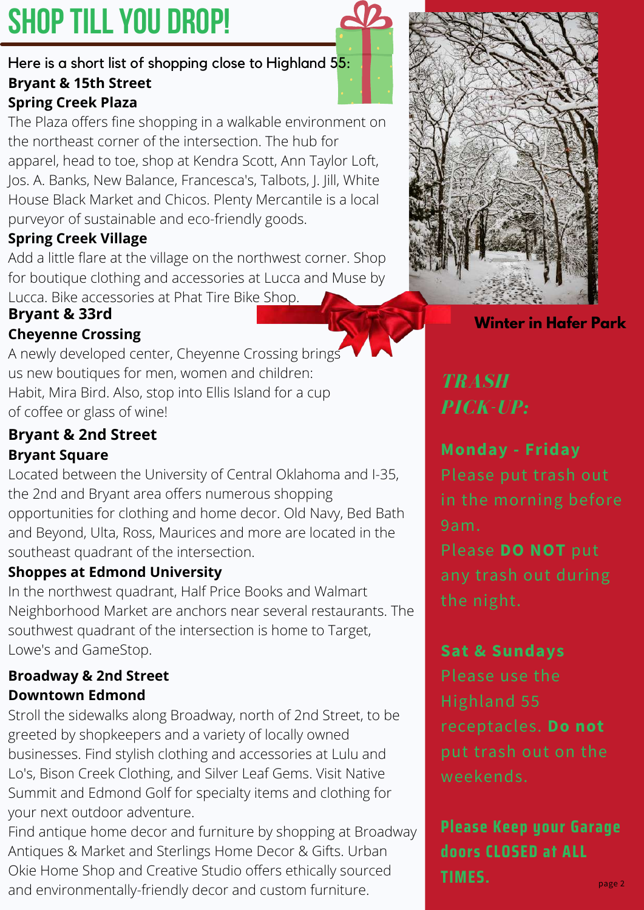# SHOP TILL YOU DROP!

Here is a short list of shopping close to Highland 55:

**Bryant & 15th Street**

**Spring Creek Plaza**

The Plaza offers fine shopping in a walkable environment on the northeast corner of the intersection. The hub for apparel, head to toe, shop at Kendra Scott, Ann Taylor Loft, Jos. A. Banks, New Balance, Francesca's, Talbots, J. Jill, White House Black Market and Chicos. Plenty Mercantile is a local purveyor of sustainable and eco-friendly goods.

**Spring Creek Village**

Add a little flare at the village on the northwest corner. Shop for boutique clothing and accessories at Lucca and Muse by Lucca. Bike accessories at Phat Tire Bike Shop.

**Bryant & 33rd**

**Cheyenne Crossing**

A newly developed center, Cheyenne Crossing brings us new boutiques for men, women and children: Habit, Mira Bird. Also, stop into Ellis Island for a cup of coffee or glass of wine!

**Bryant & 2nd Street**

**Bryant Square**

Located between the University of Central Oklahoma and I-35, the 2nd and Bryant area offers numerous shopping opportunities for clothing and home decor. Old Navy, Bed Bath and Beyond, Ulta, Ross, Maurices and more are located in the southeast quadrant of the intersection.

**Shoppes at Edmond University**

In the northwest quadrant, Half Price Books and Walmart Neighborhood Market are anchors near several restaurants. The southwest quadrant of the intersection is home to Target, Lowe's and GameStop.

**Broadway & 2nd Street**

**Downtown Edmond**

Stroll the sidewalks along Broadway, north of 2nd Street, to be greeted by shopkeepers and a variety of locally owned businesses. Find stylish clothing and accessories at Lulu and Lo's, Bison Creek Clothing, and Silver Leaf Gems. Visit Native Summit and Edmond Golf for specialty items and clothing for your next outdoor adventure.

Find antique home decor and furniture by shopping at Broadway Antiques & Market and Sterlings Home Decor & Gifts. Urban Okie Home Shop and Creative Studio offers ethically sourced and environmentally-friendly decor and custom furniture.

**Winter in Hafer Park**

## *TRASH PICK-UP:*

**Monday - Friday**

Please put trash out in the morning before 9am.

Please **DO NOT** put any trash out during the night.

**Sat & Sundays**

Please use the Highland 55 receptacles. **Do not** put trash out on the weekends.

**Please Keep your Garage doors CLOSED at ALL TIMES.**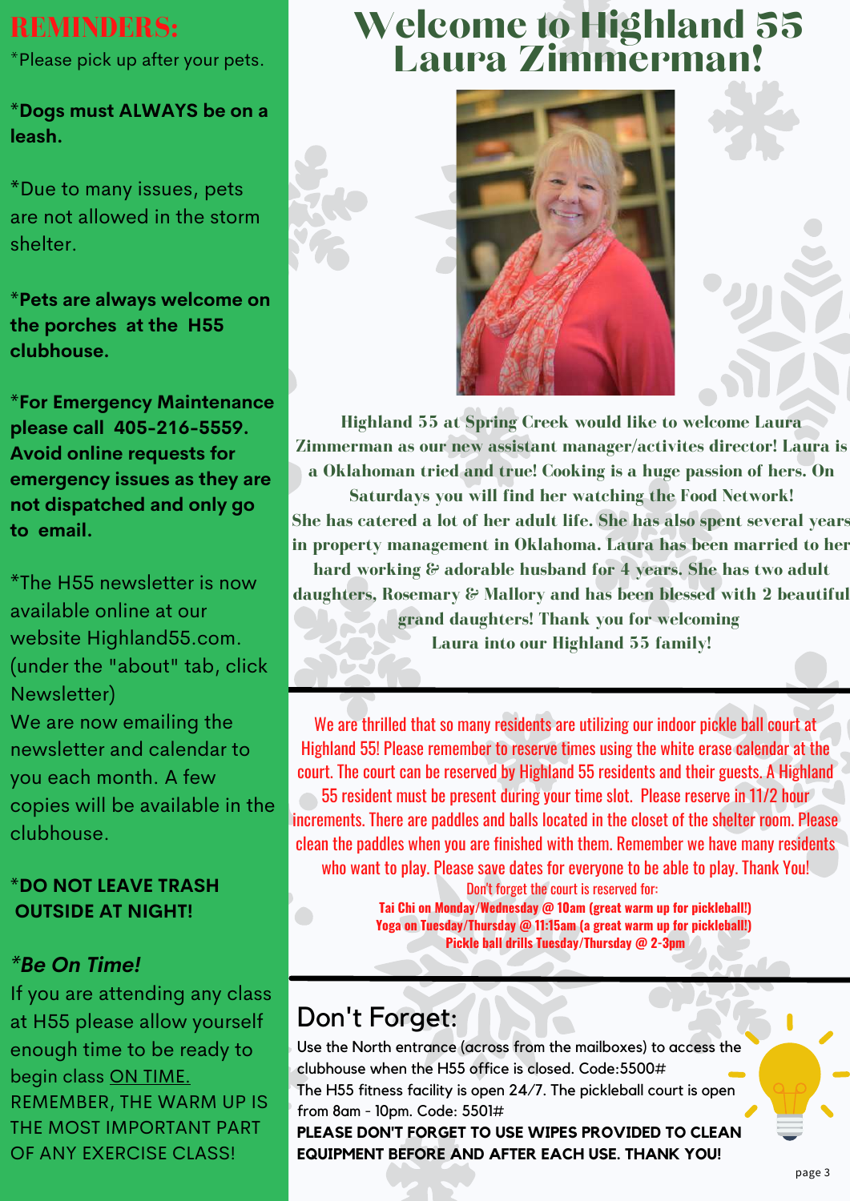## REMINDERS:

*Please pick up after your pets.

***Dogs must ALWAYS be on a leash.**

*Due to many issues, pets are not allowed in the storm shelter.

***Pets are always welcome on the porches at the H55 clubhouse.**

***For Emergency Maintenance please call 405-216-5559. Avoid online requests for emergency issues as they are not dispatched and only go to email.**

*The H55 newsletter is now available online at our website Highland55.com. (under the "about" tab, click Newsletter)
We are now emailing the newsletter and calendar to you each month. A few copies will be available in the clubhouse.

***DO NOT LEAVE TRASH OUTSIDE AT NIGHT!**

***Be On Time!***
If you are attending any class at H55 please allow yourself enough time to be ready to begin class ON TIME.
REMEMBER, THE WARM UP IS THE MOST IMPORTANT PART OF ANY EXERCISE CLASS!

# Welcome to Highland 55 Laura Zimmerman!

**Highland 55 at Spring Creek would like to welcome Laura Zimmerman as our new assistant manager/activites director! Laura is a Oklahoman tried and true! Cooking is a huge passion of hers. On Saturdays you will find her watching the Food Network!
She has catered a lot of her adult life. She has also spent several years in property management in Oklahoma. Laura has been married to her hard working & adorable husband for 4 years. She has two adult daughters, Rosemary & Mallory and has been blessed with 2 beautiful grand daughters! Thank you for welcoming Laura into our Highland 55 family!**

---

We are thrilled that so many residents are utilizing our indoor pickle ball court at Highland 55! Please remember to reserve times using the white erase calendar at the court. The court can be reserved by Highland 55 residents and their guests. A Highland 55 resident must be present during your time slot. Please reserve in 11/2 hour increments. There are paddles and balls located in the closet of the shelter room. Please clean the paddles when you are finished with them. Remember we have many residents who want to play. Please save dates for everyone to be able to play. Thank You!

Don't forget the court is reserved for:
**Tai Chi on Monday/Wednesday @ 10am (great warm up for pickleball!)**
**Yoga on Tuesday/Thursday @ 11:15am (a great warm up for pickleball!)**
**Pickle ball drills Tuesday/Thursday @ 2-3pm**

---

## Don't Forget:

Use the North entrance (across from the mailboxes) to access the clubhouse when the H55 office is closed. Code:5500#
The H55 fitness facility is open 24/7. The pickleball court is open from 8am - 10pm. Code: 5501#
**PLEASE DON'T FORGET TO USE WIPES PROVIDED TO CLEAN EQUIPMENT BEFORE AND AFTER EACH USE. THANK YOU!**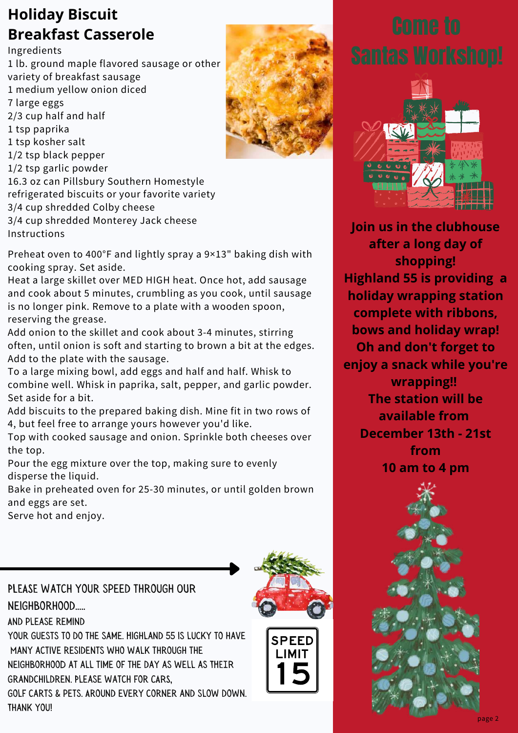## Holiday Biscuit Breakfast Casserole

Ingredients

1 lb. ground maple flavored sausage or other variety of breakfast sausage
1 medium yellow onion diced
7 large eggs
2/3 cup half and half
1 tsp paprika
1 tsp kosher salt
1/2 tsp black pepper
1/2 tsp garlic powder
16.3 oz can Pillsbury Southern Homestyle refrigerated biscuits or your favorite variety
3/4 cup shredded Colby cheese
3/4 cup shredded Monterey Jack cheese

Instructions

Preheat oven to 400°F and lightly spray a 9×13" baking dish with cooking spray. Set aside.
Heat a large skillet over MED HIGH heat. Once hot, add sausage and cook about 5 minutes, crumbling as you cook, until sausage is no longer pink. Remove to a plate with a wooden spoon, reserving the grease.
Add onion to the skillet and cook about 3-4 minutes, stirring often, until onion is soft and starting to brown a bit at the edges. Add to the plate with the sausage.
To a large mixing bowl, add eggs and half and half. Whisk to combine well. Whisk in paprika, salt, pepper, and garlic powder. Set aside for a bit.
Add biscuits to the prepared baking dish. Mine fit in two rows of 4, but feel free to arrange yours however you'd like.
Top with cooked sausage and onion. Sprinkle both cheeses over the top.
Pour the egg mixture over the top, making sure to evenly disperse the liquid.
Bake in preheated oven for 25-30 minutes, or until golden brown and eggs are set.
Serve hot and enjoy.

PLEASE WATCH YOUR SPEED THROUGH OUR NEIGHBORHOOD.....
AND PLEASE REMIND
YOUR GUESTS TO DO THE SAME. HIGHLAND 55 IS LUCKY TO HAVE MANY ACTIVE RESIDENTS WHO WALK THROUGH THE NEIGHBORHOOD AT ALL TIME OF THE DAY AS WELL AS THEIR GRANDCHILDREN. PLEASE WATCH FOR CARS, GOLF CARTS & PETS. AROUND EVERY CORNER AND SLOW DOWN. THANK YOU!

SPEED LIMIT 15

## Come to Santas Workshop!

**Join us in the clubhouse after a long day of shopping!**
**Highland 55 is providing a holiday wrapping station complete with ribbons, bows and holiday wrap!**
**Oh and don't forget to enjoy a snack while you're wrapping!!**
**The station will be available from December 13th - 21st from 10 am to 4 pm**